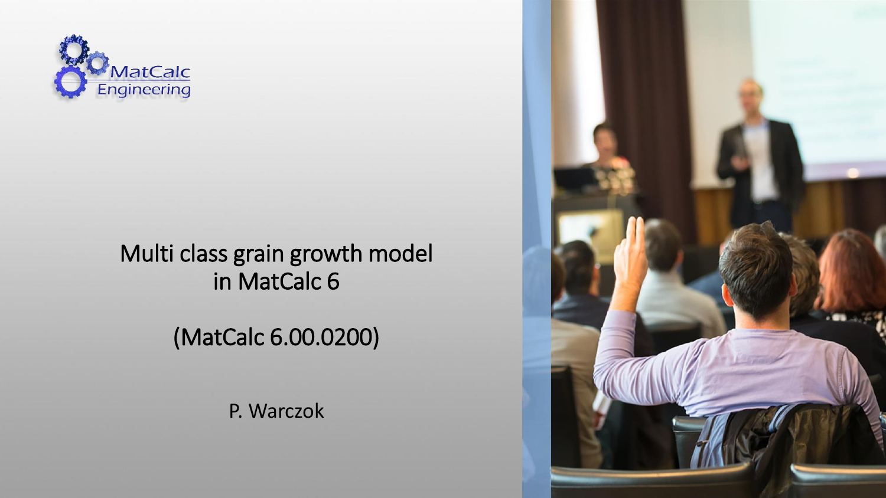MatCalc Engineering

# Multi class grain growth model in MatCalc 6

(MatCalc 6.00.0200)

P. Warczok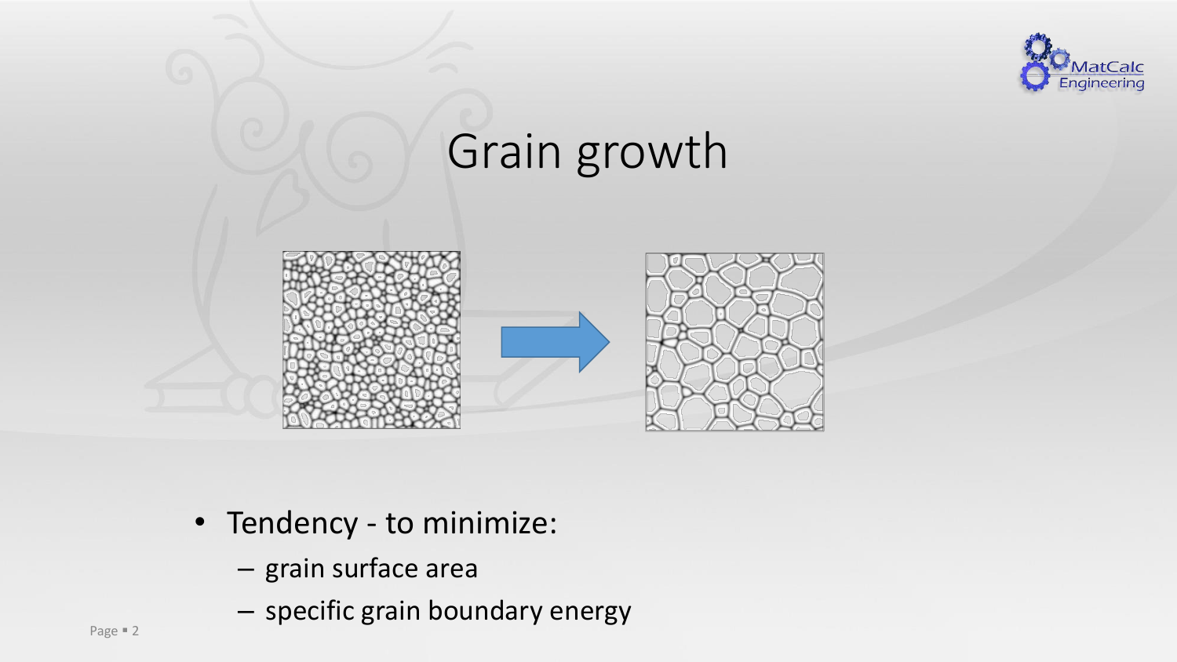# Grain growth

- Tendency - to minimize:
  - grain surface area
  - specific grain boundary energy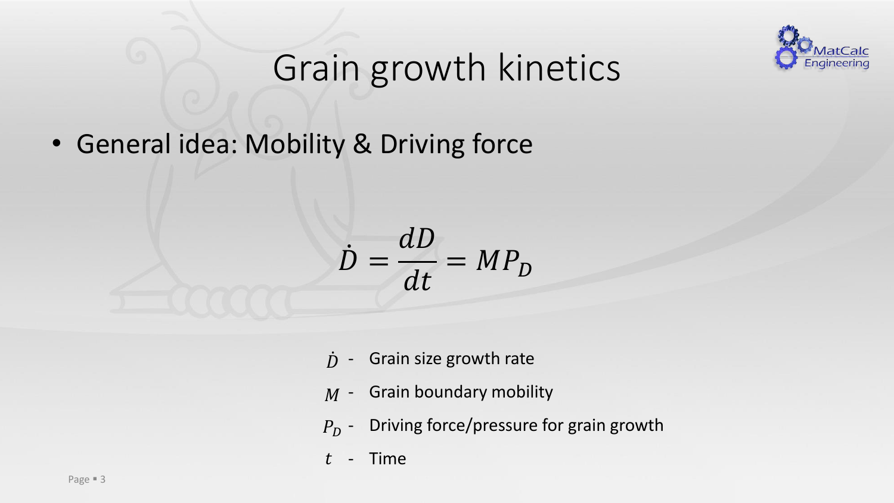# Grain growth kinetics

- General idea: Mobility & Driving force

$$\dot{D} = \frac{dD}{dt} = MP_D$$

$\dot{D}$ - Grain size growth rate

$M$ - Grain boundary mobility

$P_D$ - Driving force/pressure for grain growth

$t$ - Time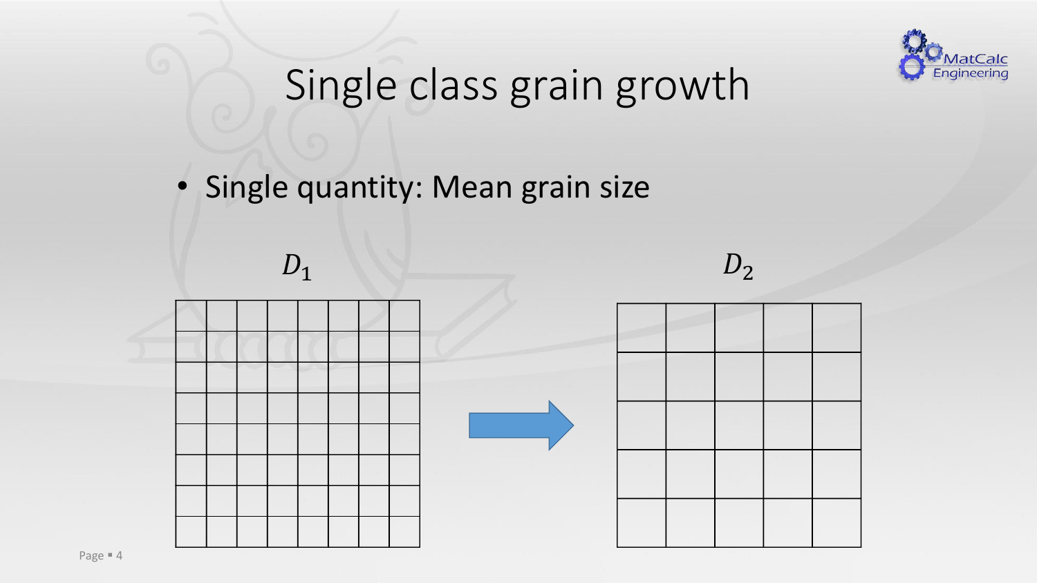# Single class grain growth

- Single quantity: Mean grain size

$D_1$

$D_2$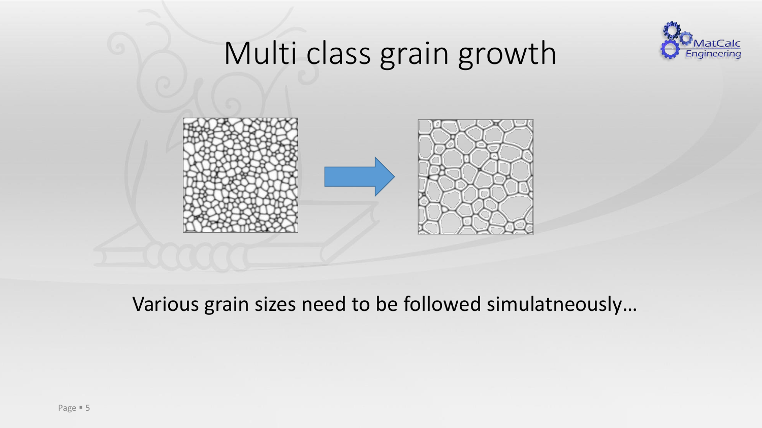# Multi class grain growth

Various grain sizes need to be followed simulatneously…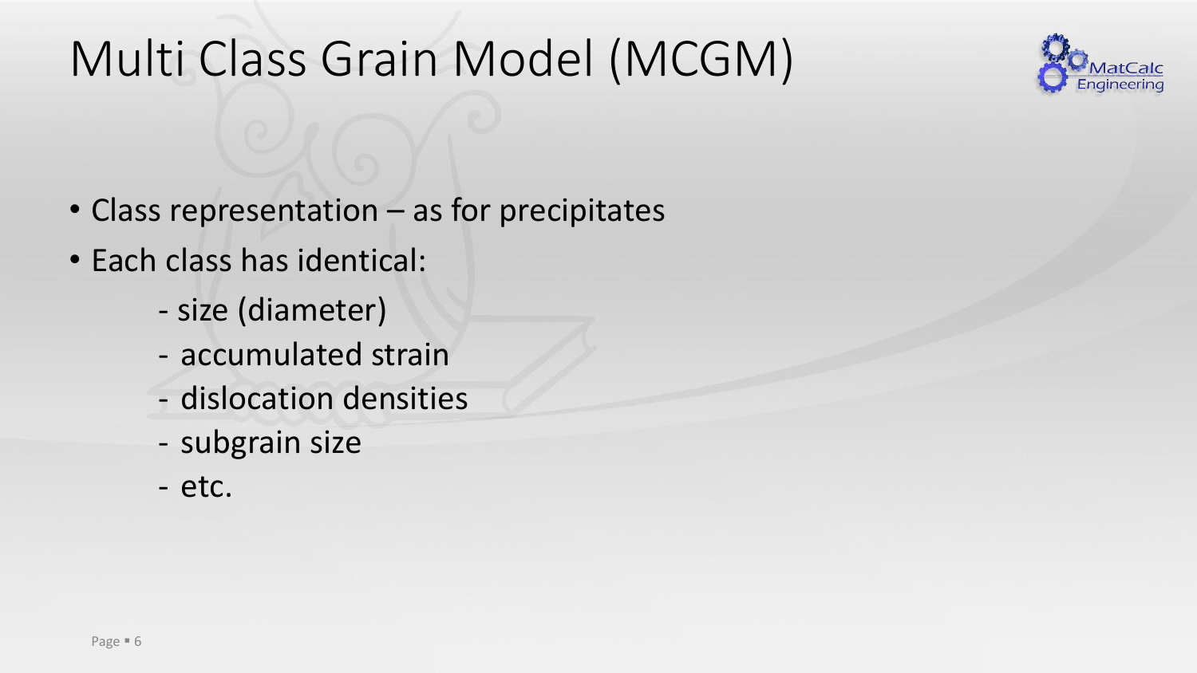# Multi Class Grain Model (MCGM)

- Class representation – as for precipitates
- Each class has identical:
  - size (diameter)
  - accumulated strain
  - dislocation densities
  - subgrain size
  - etc.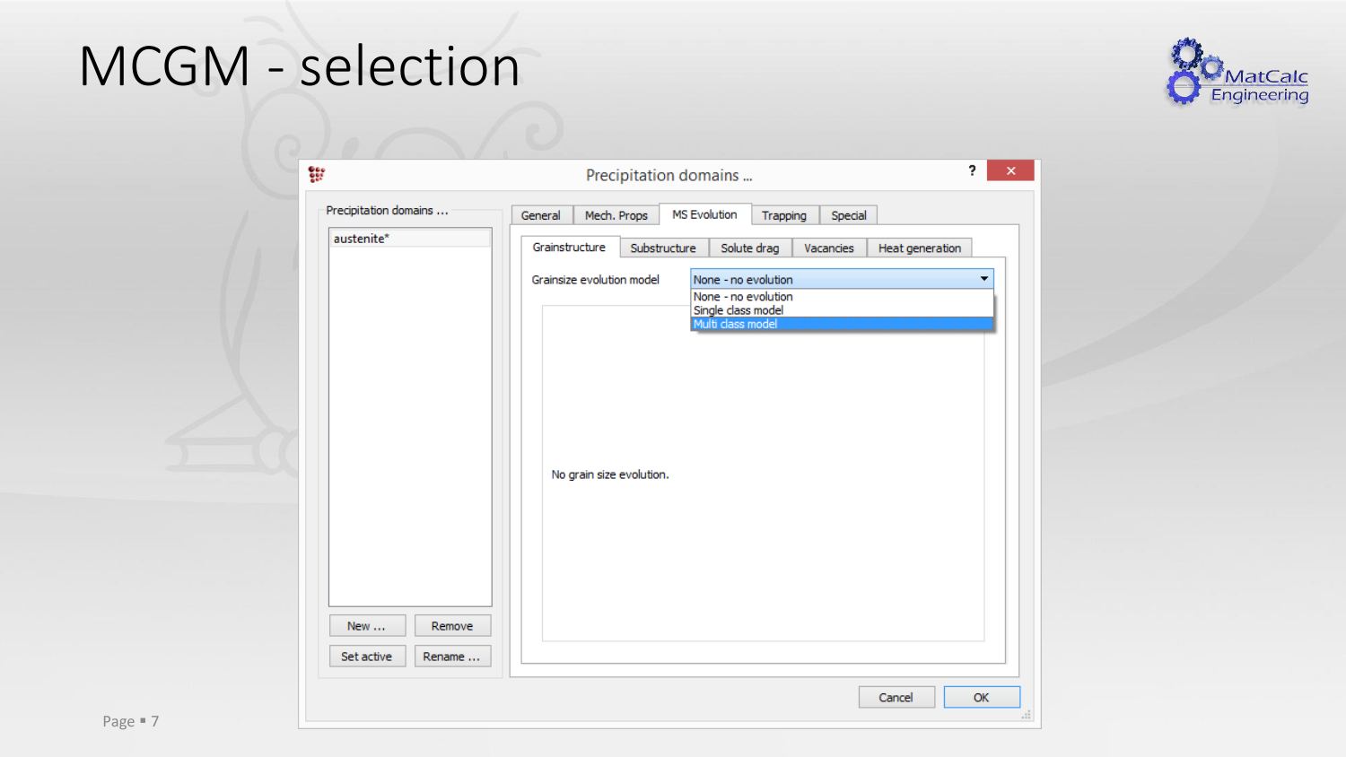# MCGM - selection

Precipitation domains ...

Precipitation domains ...

austenite*

New ... | Remove | Set active | Rename ...

General | Mech. Props | MS Evolution | Trapping | Special

Grainstructure | Substructure | Solute drag | Vacancies | Heat generation

Grainsize evolution model: None - no evolution

- None - no evolution
- Single class model
- Multi class model

No grain size evolution.

Cancel | OK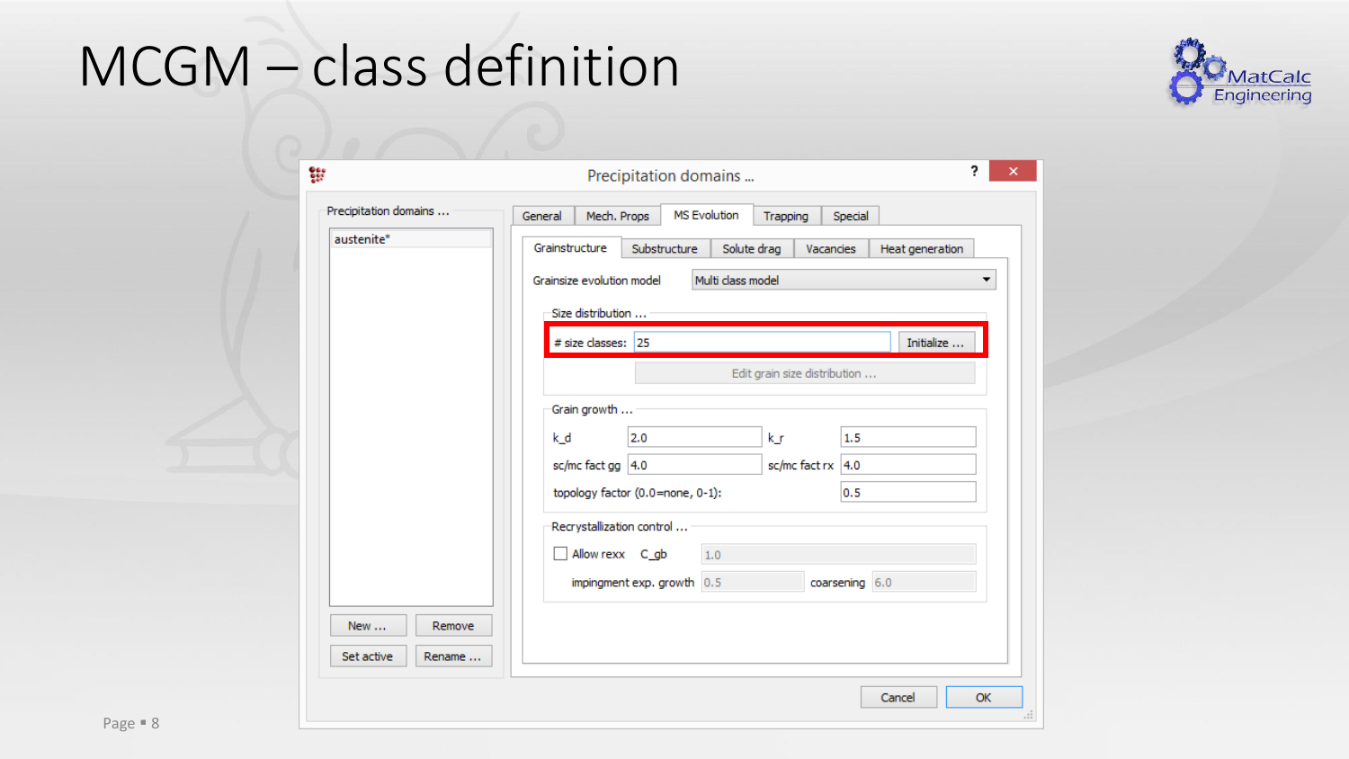# MCGM – class definition

Precipitation domains ...

Precipitation domains ...

austenite*

New ... | Remove | Set active | Rename ...

General | Mech. Props | MS Evolution | Trapping | Special

Grainstructure | Substructure | Solute drag | Vacancies | Heat generation

Grainsize evolution model: Multi class model

Size distribution ...

# size classes: 25 | Initialize ...

Edit grain size distribution ...

Grain growth ...

k_d: 2.0 | k_r: 1.5

sc/mc fact gg: 4.0 | sc/mc fact rx: 4.0

topology factor (0.0=none, 0-1): 0.5

Recrystallization control ...

Allow rexx | C_gb: 1.0

impingment exp. growth: 0.5 | coarsening: 6.0

Cancel | OK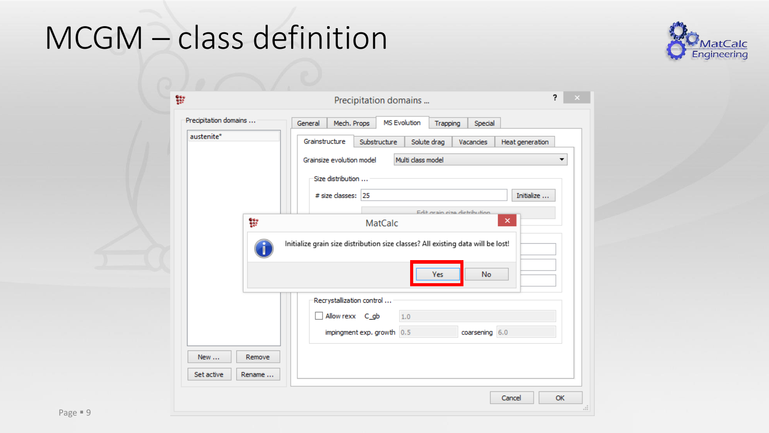# MCGM – class definition

Precipitation domains ...

Precipitation domains ...

austenite*

General | Mech. Props | MS Evolution | Trapping | Special

Grainstructure | Substructure | Solute drag | Vacancies | Heat generation

Grainsize evolution model: Multi class model

Size distribution ...

# size classes: 25 — Initialize ...

Edit grain size distribution

MatCalc

Initialize grain size distribution size classes? All existing data will be lost!

Yes | No

Recrystallization control ...

Allow rexx — C_gb: 1.0

impingment exp. growth: 0.5 — coarsening: 6.0

New ... | Remove | Set active | Rename ...

Cancel | OK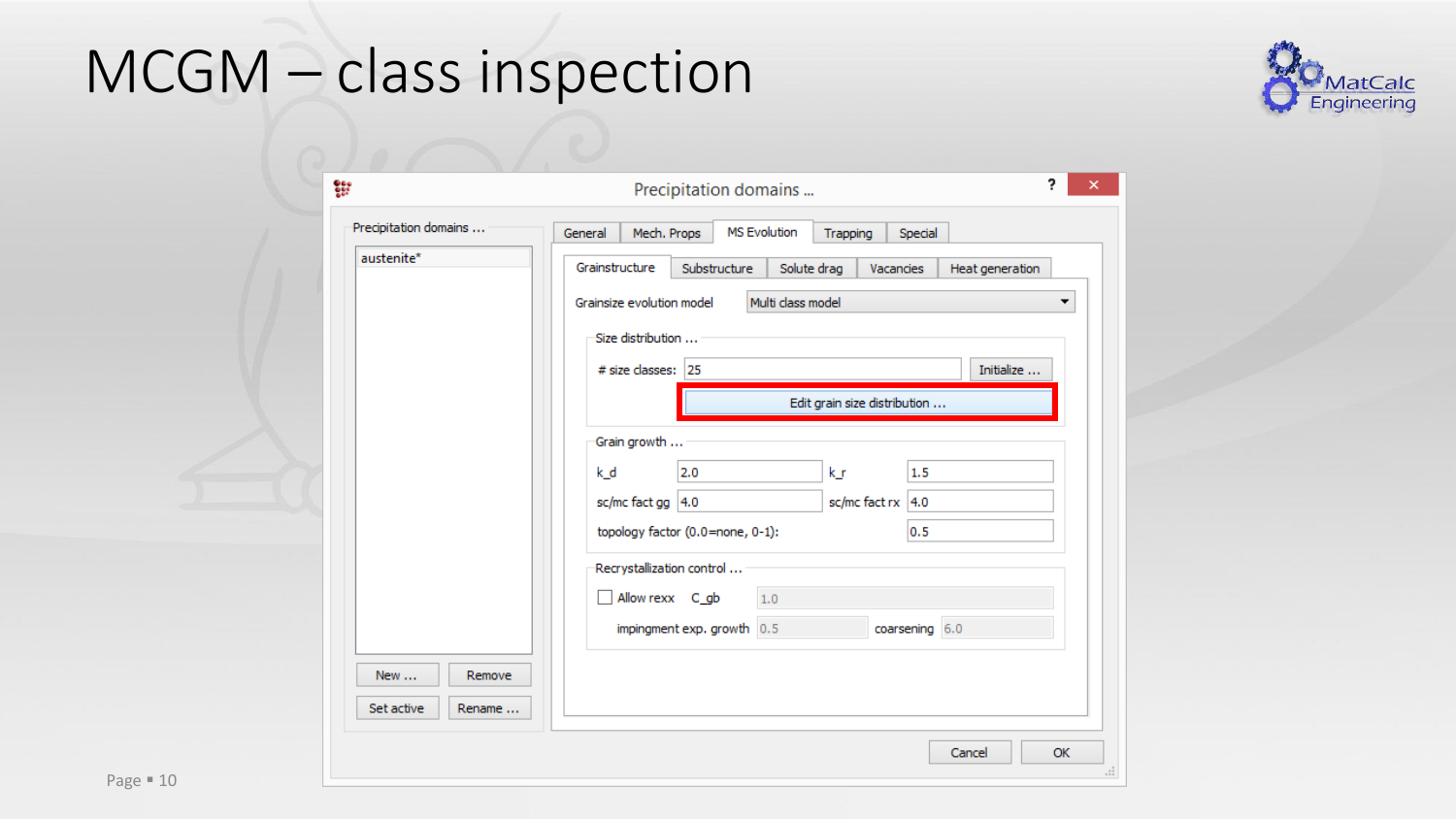# MCGM – class inspection

Precipitation domains ...

Precipitation domains ...

austenite*

New ... | Remove | Set active | Rename ...

General | Mech. Props | MS Evolution | Trapping | Special

Grainstructure | Substructure | Solute drag | Vacancies | Heat generation

Grainsize evolution model: Multi class model

Size distribution ...

# size classes: 25 | Initialize ...

Edit grain size distribution ...

Grain growth ...

| | | | |
|---|---|---|---|
| k_d | 2.0 | k_r | 1.5 |
| sc/mc fact gg | 4.0 | sc/mc fact rx | 4.0 |
| topology factor (0.0=none, 0-1): | | | 0.5 |

Recrystallization control ...

Allow rexx C_gb 1.0

impingment exp. growth 0.5 coarsening 6.0

Cancel | OK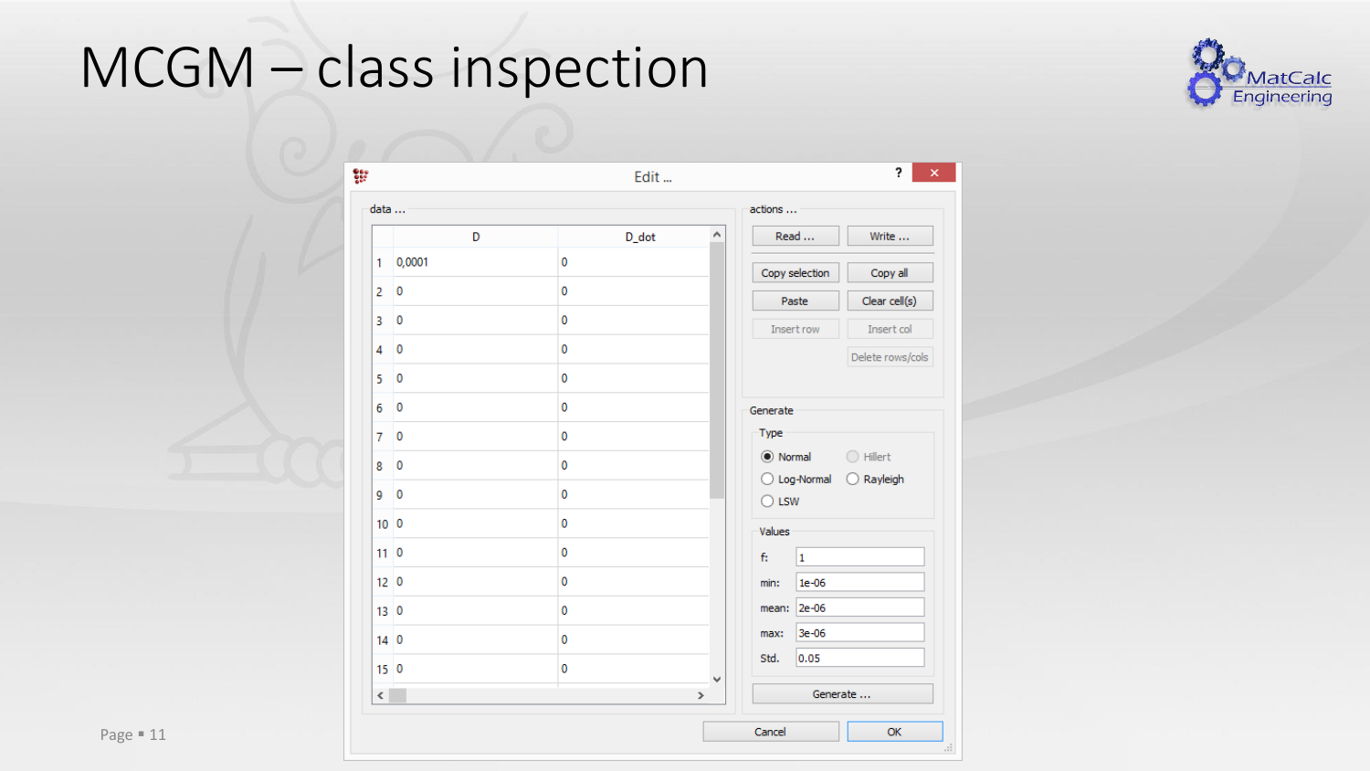# MCGM – class inspection

Edit ...

data ...

|  | D | D_dot |
|---|---|---|
| 1 | 0,0001 | 0 |
| 2 | 0 | 0 |
| 3 | 0 | 0 |
| 4 | 0 | 0 |
| 5 | 0 | 0 |
| 6 | 0 | 0 |
| 7 | 0 | 0 |
| 8 | 0 | 0 |
| 9 | 0 | 0 |
| 10 | 0 | 0 |
| 11 | 0 | 0 |
| 12 | 0 | 0 |
| 13 | 0 | 0 |
| 14 | 0 | 0 |
| 15 | 0 | 0 |

actions ...

- Read ...
- Write ...
- Copy selection
- Copy all
- Paste
- Clear cell(s)
- Insert row
- Insert col
- Delete rows/cols

Generate

Type

- (•) Normal
- ( ) Hillert
- ( ) Log-Normal
- ( ) Rayleigh
- ( ) LSW

Values

- f: 1
- min: 1e-06
- mean: 2e-06
- max: 3e-06
- Std. 0.05

Generate ...

Cancel | OK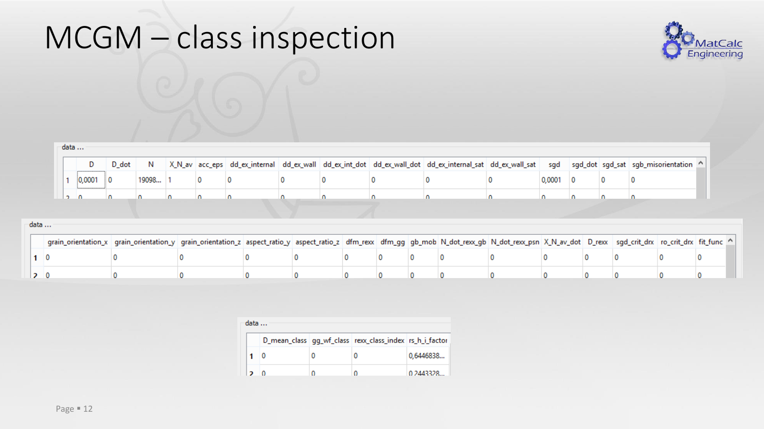# MCGM – class inspection

data ...

| | D | D_dot | N | X_N_av | acc_eps | dd_ex_internal | dd_ex_wall | dd_ex_int_dot | dd_ex_wall_dot | dd_ex_internal_sat | dd_ex_wall_sat | sgd | sgd_dot | sgd_sat | sgb_misorientation |
|---|---|---|---|---|---|---|---|---|---|---|---|---|---|---|---|
| 1 | 0,0001 | 0 | 19098... | 1 | 0 | 0 | 0 | 0 | 0 | 0 | 0 | 0,0001 | 0 | 0 | 0 |
| 2 | 0 | 0 | 0 | 0 | 0 | 0 | 0 | 0 | 0 | 0 | 0 | 0 | 0 | 0 | 0 |

data ...

| | grain_orientation_x | grain_orientation_y | grain_orientation_z | aspect_ratio_y | aspect_ratio_z | dfm_rexx | dfm_gg | gb_mob | N_dot_rexx_gb | N_dot_rexx_psn | X_N_av_dot | D_rexx | sgd_crit_drx | ro_crit_drx | fit_func |
|---|---|---|---|---|---|---|---|---|---|---|---|---|---|---|---|
| 1 | 0 | 0 | 0 | 0 | 0 | 0 | 0 | 0 | 0 | 0 | 0 | 0 | 0 | 0 | 0 |
| 2 | 0 | 0 | 0 | 0 | 0 | 0 | 0 | 0 | 0 | 0 | 0 | 0 | 0 | 0 | 0 |

data ...

| | D_mean_class | gg_wf_class | rexx_class_index | rs_h_i_factor |
|---|---|---|---|---|
| 1 | 0 | 0 | 0 | 0,6446838... |
| 2 | 0 | 0 | 0 | 0,2443328... |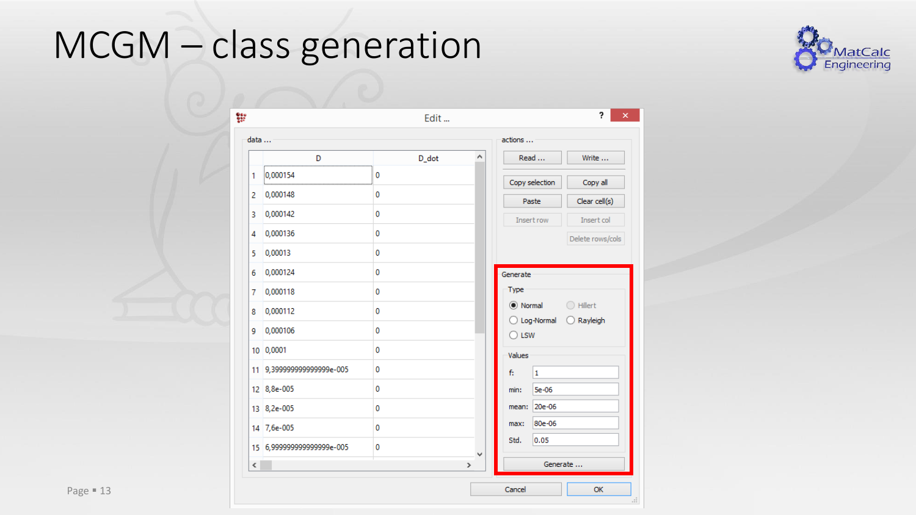# MCGM – class generation

Edit ...

data ...

|  | D | D_dot |
|---|---|---|
| 1 | 0,000154 | 0 |
| 2 | 0,000148 | 0 |
| 3 | 0,000142 | 0 |
| 4 | 0,000136 | 0 |
| 5 | 0,00013 | 0 |
| 6 | 0,000124 | 0 |
| 7 | 0,000118 | 0 |
| 8 | 0,000112 | 0 |
| 9 | 0,000106 | 0 |
| 10 | 0,0001 | 0 |
| 11 | 9,3999999999999999e-005 | 0 |
| 12 | 8,8e-005 | 0 |
| 13 | 8,2e-005 | 0 |
| 14 | 7,6e-005 | 0 |
| 15 | 6,9999999999999999e-005 | 0 |

actions ...

Read ... | Write ...

Copy selection | Copy all

Paste | Clear cell(s)

Insert row | Insert col

Delete rows/cols

Generate

Type

- Normal
- Hillert
- Log-Normal
- Rayleigh
- LSW

Values

f: 1

min: 5e-06

mean: 20e-06

max: 80e-06

Std. 0.05

Generate ...

Cancel | OK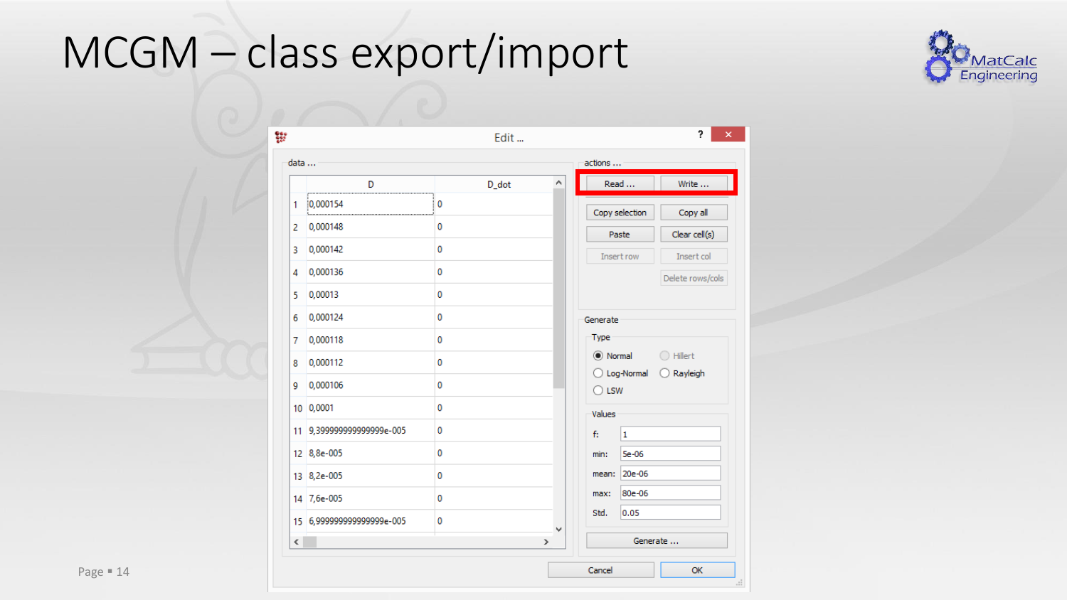# MCGM – class export/import

Edit ...

data ...

|  | D | D_dot |
|---|---|---|
| 1 | 0,000154 | 0 |
| 2 | 0,000148 | 0 |
| 3 | 0,000142 | 0 |
| 4 | 0,000136 | 0 |
| 5 | 0,00013 | 0 |
| 6 | 0,000124 | 0 |
| 7 | 0,000118 | 0 |
| 8 | 0,000112 | 0 |
| 9 | 0,000106 | 0 |
| 10 | 0,0001 | 0 |
| 11 | 9,3999999999999999e-005 | 0 |
| 12 | 8,8e-005 | 0 |
| 13 | 8,2e-005 | 0 |
| 14 | 7,6e-005 | 0 |
| 15 | 6,9999999999999999e-005 | 0 |

actions ...

Read ... | Write ...

Copy selection | Copy all

Paste | Clear cell(s)

Insert row | Insert col

Delete rows/cols

Generate

Type

- Normal
- Hillert
- Log-Normal
- Rayleigh
- LSW

Values

- f: 1
- min: 5e-06
- mean: 20e-06
- max: 80e-06
- Std. 0.05

Generate ...

Cancel | OK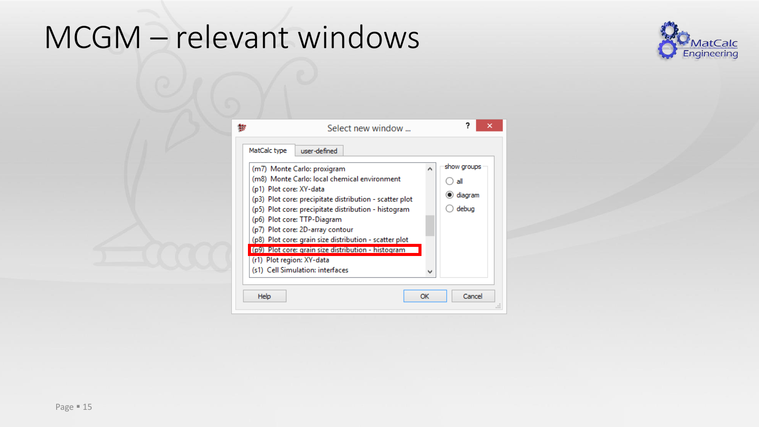# MCGM – relevant windows

Select new window ...

MatCalc type | user-defined

- (m7) Monte Carlo: proxigram
- (m8) Monte Carlo: local chemical environment
- (p1) Plot core: XY-data
- (p3) Plot core: precipitate distribution - scatter plot
- (p5) Plot core: precipitate distribution - histogram
- (p6) Plot core: TTP-Diagram
- (p7) Plot core: 2D-array contour
- (p8) Plot core: grain size distribution - scatter plot
- (p9) Plot core: grain size distribution - histogram
- (r1) Plot region: XY-data
- (s1) Cell Simulation: interfaces

show groups

- all
- diagram
- debug

Help | OK | Cancel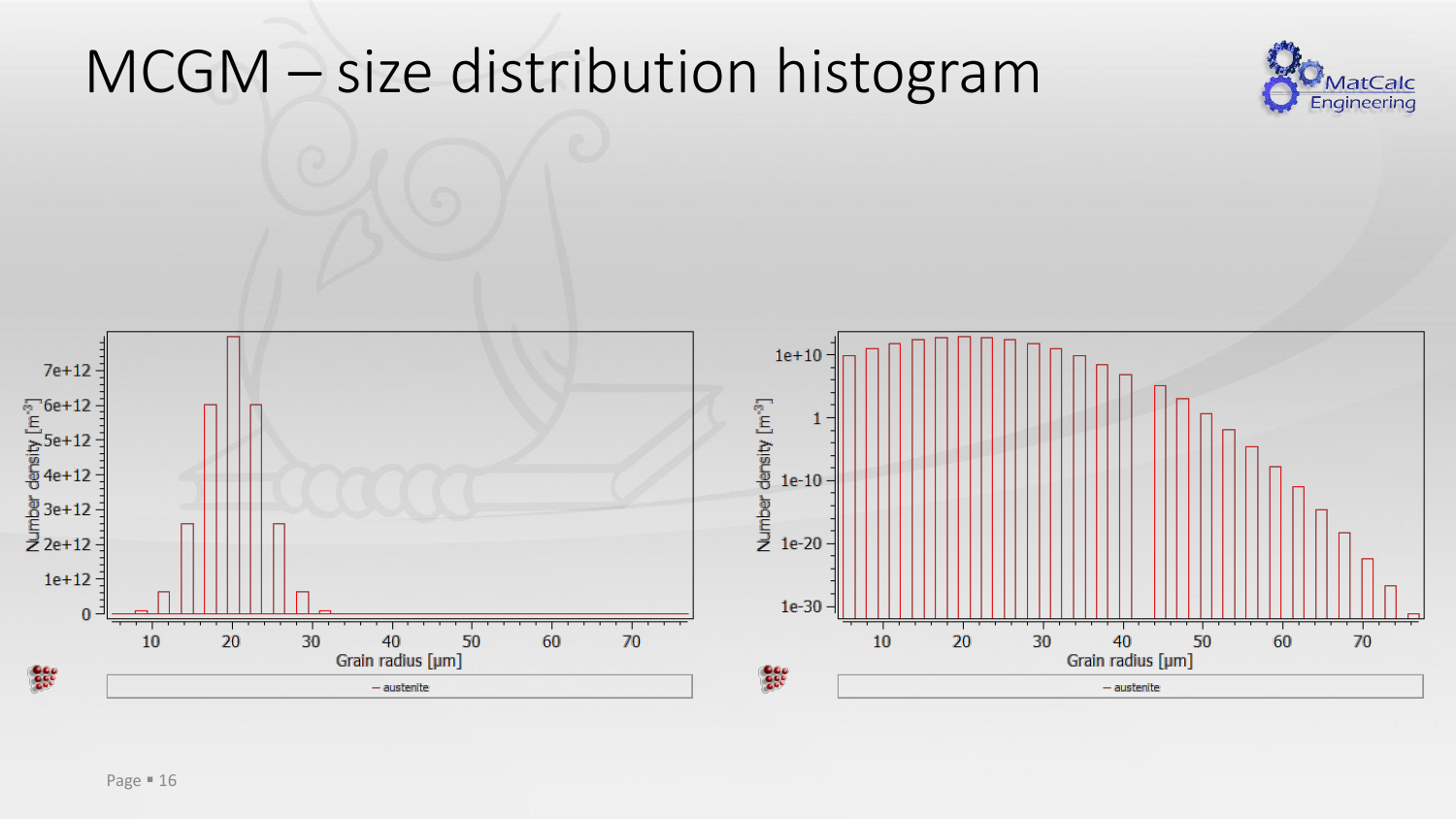# MCGM – size distribution histogram

Number density [m$^{-3}$]

Grain radius [µm]

austenite

Number density [m$^{-3}$]

Grain radius [µm]

austenite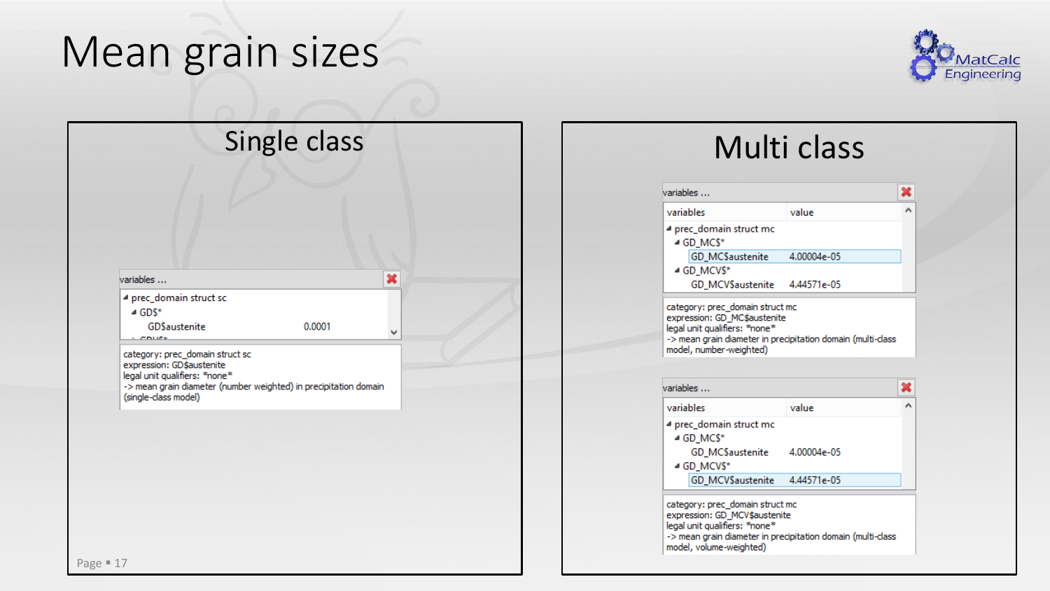# Mean grain sizes

## Single class

variables ...

- prec_domain struct sc
  - GD$*
    - GD$austenite — 0.0001

category: prec_domain struct sc
expression: GD$austenite
legal unit qualifiers: *none*
-> mean grain diameter (number weighted) in precipitation domain (single-class model)

## Multi class

variables ...

| variables | value |
|---|---|
| prec_domain struct mc | |
| GD_MC$* | |
| GD_MC$austenite | 4.00004e-05 |
| GD_MCV$* | |
| GD_MCV$austenite | 4.44571e-05 |

category: prec_domain struct mc
expression: GD_MC$austenite
legal unit qualifiers: *none*
-> mean grain diameter in precipitation domain (multi-class model, number-weighted)

variables ...

| variables | value |
|---|---|
| prec_domain struct mc | |
| GD_MC$* | |
| GD_MC$austenite | 4.00004e-05 |
| GD_MCV$* | |
| GD_MCV$austenite | 4.44571e-05 |

category: prec_domain struct mc
expression: GD_MCV$austenite
legal unit qualifiers: *none*
-> mean grain diameter in precipitation domain (multi-class model, volume-weighted)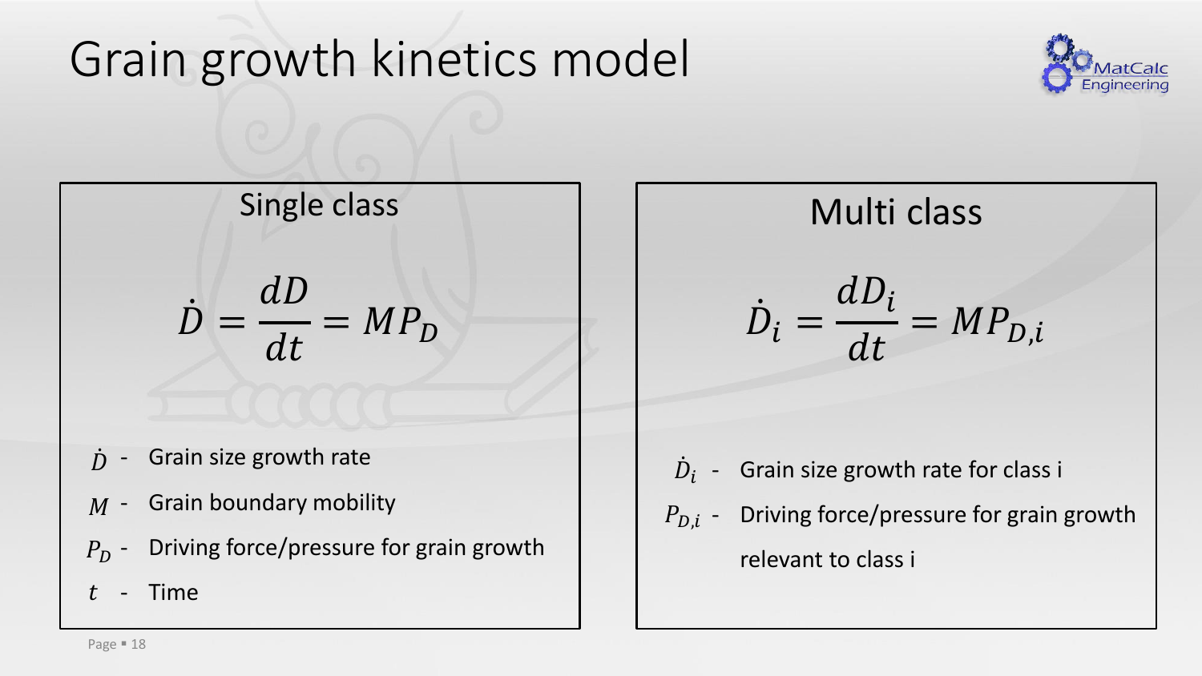# Grain growth kinetics model

## Single class

$$\dot{D} = \frac{dD}{dt} = MP_D$$

- $\dot{D}$ - Grain size growth rate
- $M$ - Grain boundary mobility
- $P_D$ - Driving force/pressure for grain growth
- $t$ - Time

## Multi class

$$\dot{D}_i = \frac{dD_i}{dt} = MP_{D,i}$$

- $\dot{D}_i$ - Grain size growth rate for class i
- $P_{D,i}$ - Driving force/pressure for grain growth relevant to class i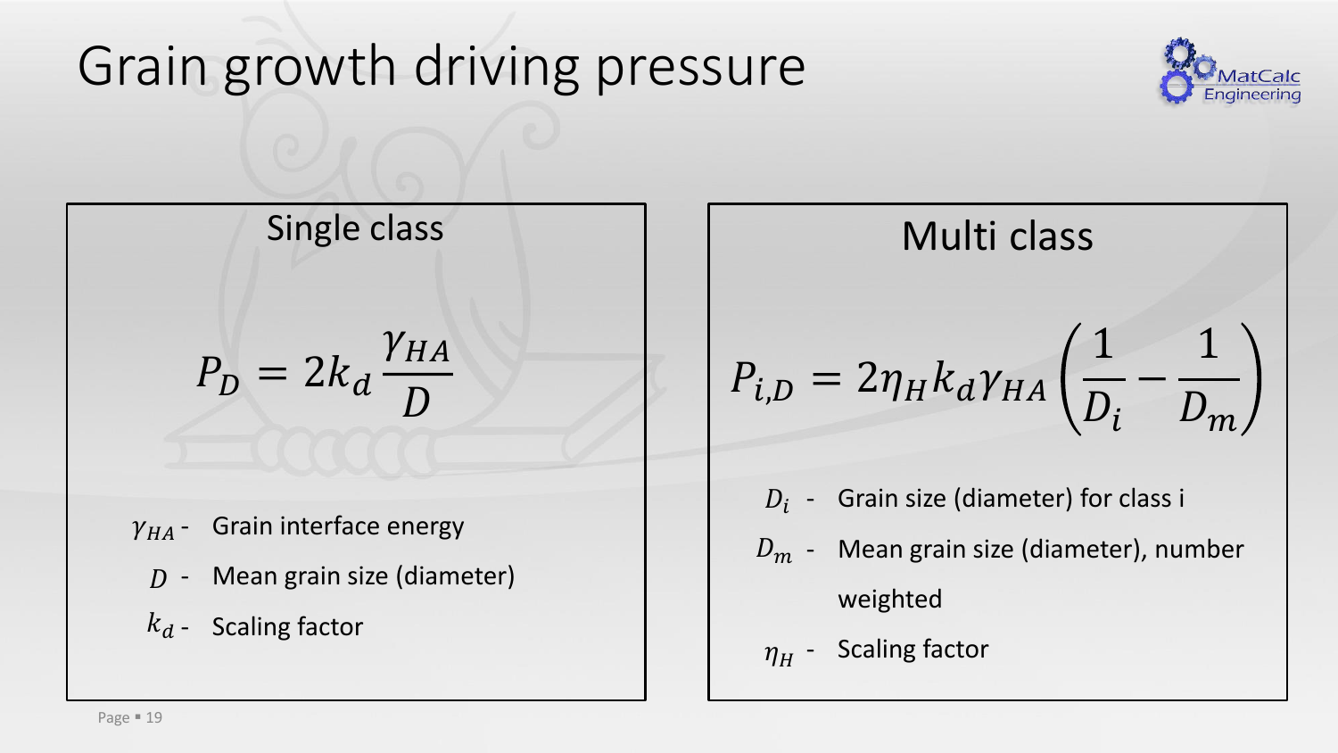# Grain growth driving pressure

## Single class

$$P_D = 2k_d \frac{\gamma_{HA}}{D}$$

- $\gamma_{HA}$ - Grain interface energy
- $D$ - Mean grain size (diameter)
- $k_d$ - Scaling factor

## Multi class

$$P_{i,D} = 2\eta_H k_d \gamma_{HA} \left( \frac{1}{D_i} - \frac{1}{D_m} \right)$$

- $D_i$ - Grain size (diameter) for class i
- $D_m$ - Mean grain size (diameter), number weighted
- $\eta_H$ - Scaling factor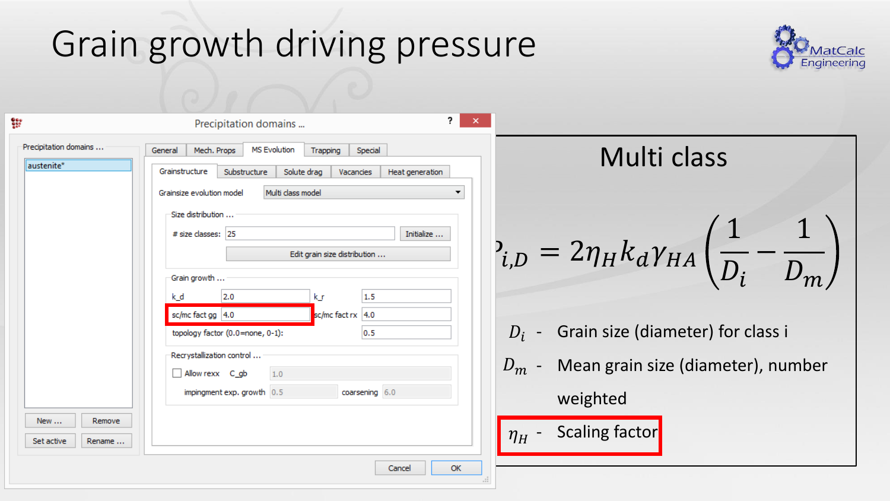# Grain growth driving pressure

Precipitation domains ...

- Precipitation domains ...: austenite*
- Tabs: General | Mech. Props | MS Evolution | Trapping | Special
- Sub-tabs: Grainstructure | Substructure | Solute drag | Vacancies | Heat generation

Grainsize evolution model: Multi class model

Size distribution ...

- # size classes: 25 — Initialize ...
- Edit grain size distribution ...

Grain growth ...

| | | | |
|---|---|---|---|
| k_d | 2.0 | k_r | 1.5 |
| sc/mc fact gg | 4.0 | sc/mc fact rx | 4.0 |
| topology factor (0.0=none, 0-1): | | | 0.5 |

Recrystallization control ...

- Allow rexx — C_gb: 1.0
- impingment exp. growth: 0.5 — coarsening: 6.0

New ... | Remove | Set active | Rename ... | Cancel | OK

## Multi class

$$P_{i,D} = 2\eta_H k_d \gamma_{HA} \left( \frac{1}{D_i} - \frac{1}{D_m} \right)$$

- $D_i$ - Grain size (diameter) for class i
- $D_m$ - Mean grain size (diameter), number weighted
- $\eta_H$ - Scaling factor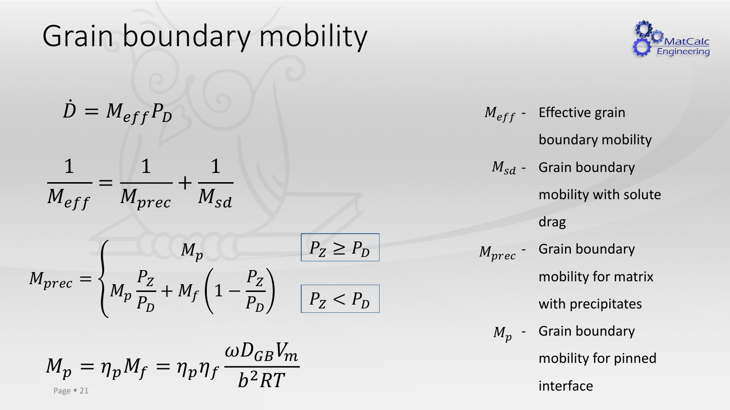# Grain boundary mobility

$$\dot{D} = M_{eff} P_D$$

$$\frac{1}{M_{eff}} = \frac{1}{M_{prec}} + \frac{1}{M_{sd}}$$

$$M_{prec} = \begin{cases} M_p & P_Z \geq P_D \\ M_p \dfrac{P_Z}{P_D} + M_f \left(1 - \dfrac{P_Z}{P_D}\right) & P_Z < P_D \end{cases}$$

$$M_p = \eta_p M_f = \eta_p \eta_f \frac{\omega D_{GB} V_m}{b^2 RT}$$

- $M_{eff}$ - Effective grain boundary mobility
- $M_{sd}$ - Grain boundary mobility with solute drag
- $M_{prec}$ - Grain boundary mobility for matrix with precipitates
- $M_p$ - Grain boundary mobility for pinned interface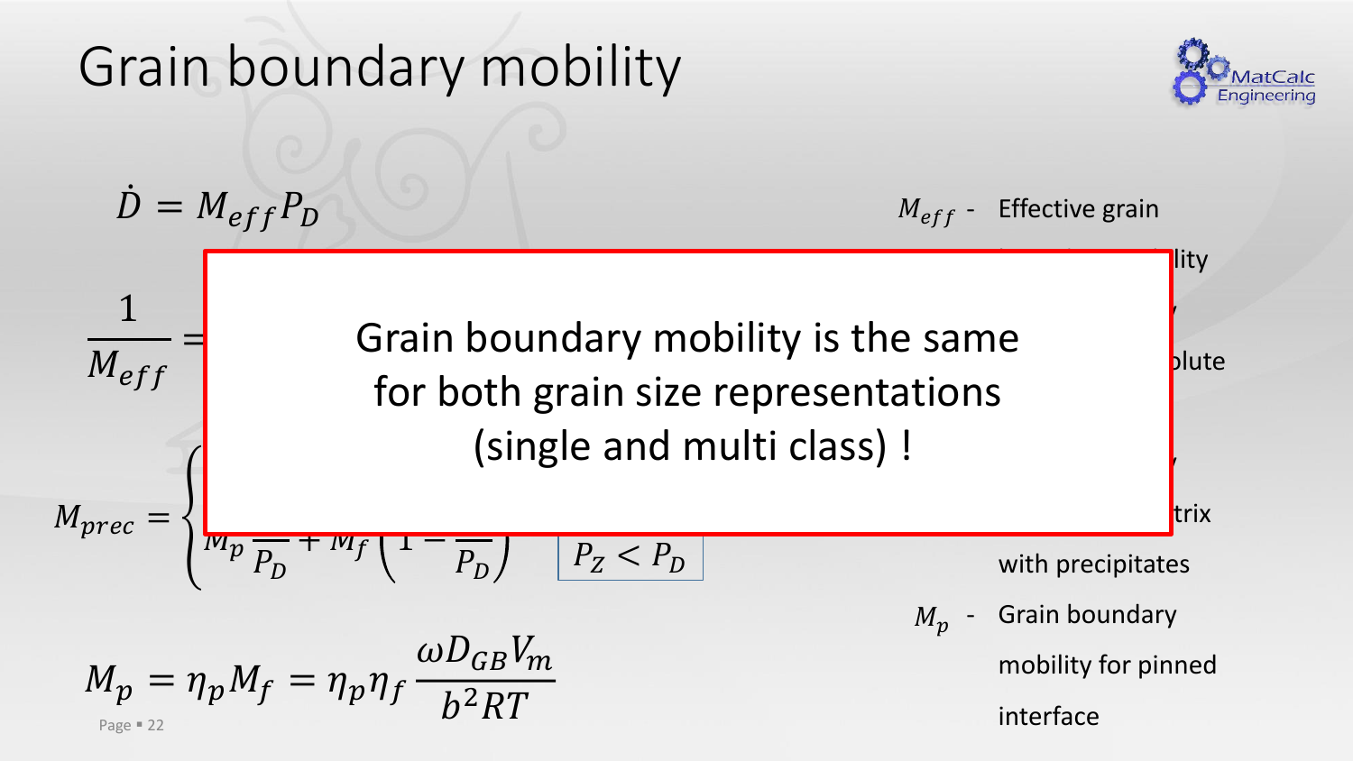# Grain boundary mobility

$$\dot{D} = M_{eff} P_D$$

$$\frac{1}{M_{eff}} =$$

Grain boundary mobility is the same for both grain size representations (single and multi class) !

$$M_{prec} = \begin{cases} \\ M_p \frac{\quad}{P_D} + M_f \left(1 - \frac{\quad}{P_D}\right) & P_Z < P_D \end{cases}$$

$$M_p = \eta_p M_f = \eta_p \eta_f \frac{\omega D_{GB} V_m}{b^2 RT}$$

$M_{eff}$ - Effective grain ... lity

... lute

... trix with precipitates

$M_p$ - Grain boundary mobility for pinned interface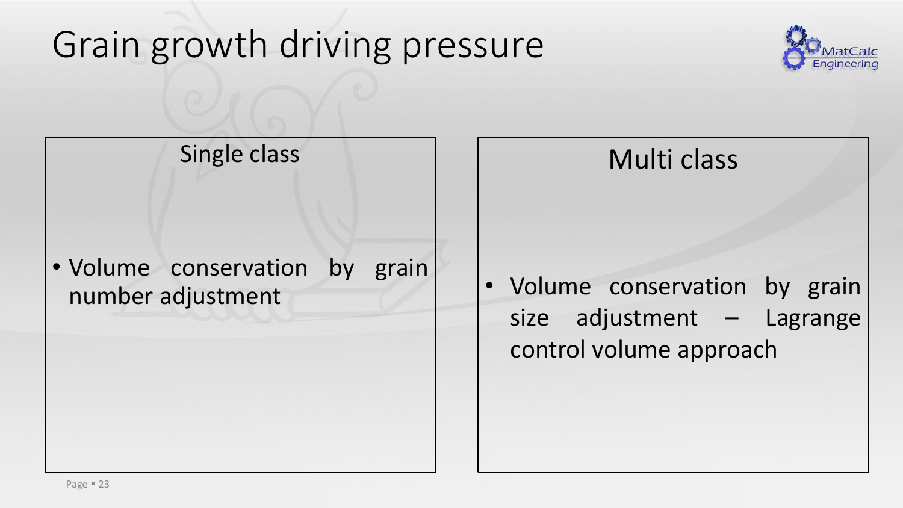# Grain growth driving pressure

## Single class

- Volume conservation by grain number adjustment

## Multi class

- Volume conservation by grain size adjustment – Lagrange control volume approach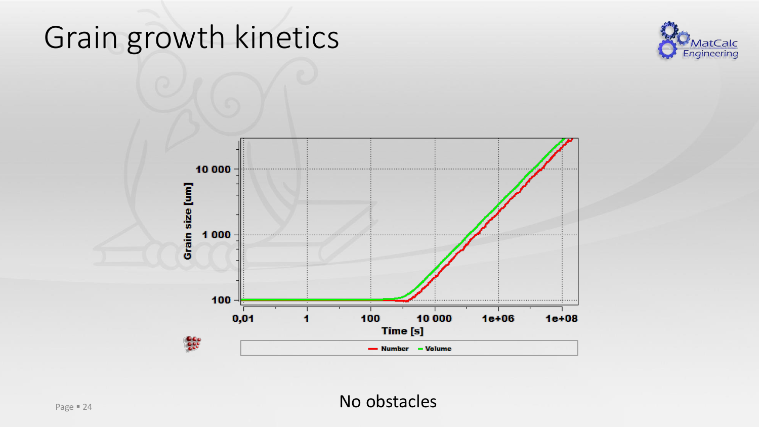# Grain growth kinetics

No obstacles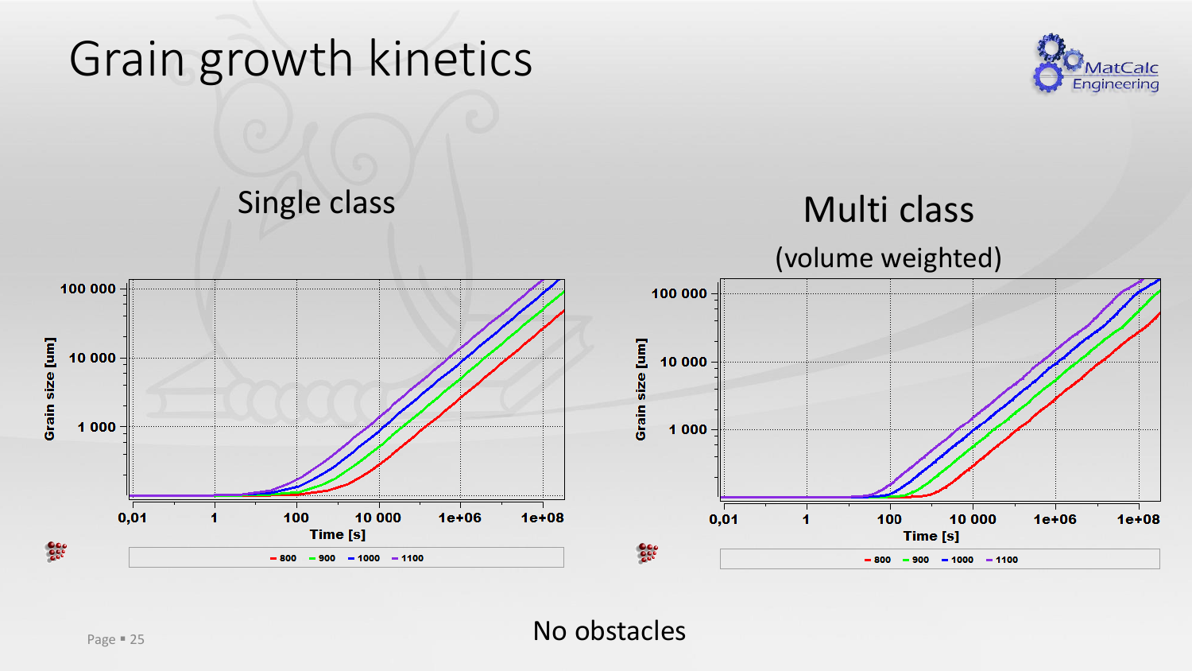# Grain growth kinetics

## Single class

Grain size [um] vs. Time [s]

Legend: 800, 900, 1000, 1100

## Multi class

(volume weighted)

Grain size [um] vs. Time [s]

Legend: 800, 900, 1000, 1100

No obstacles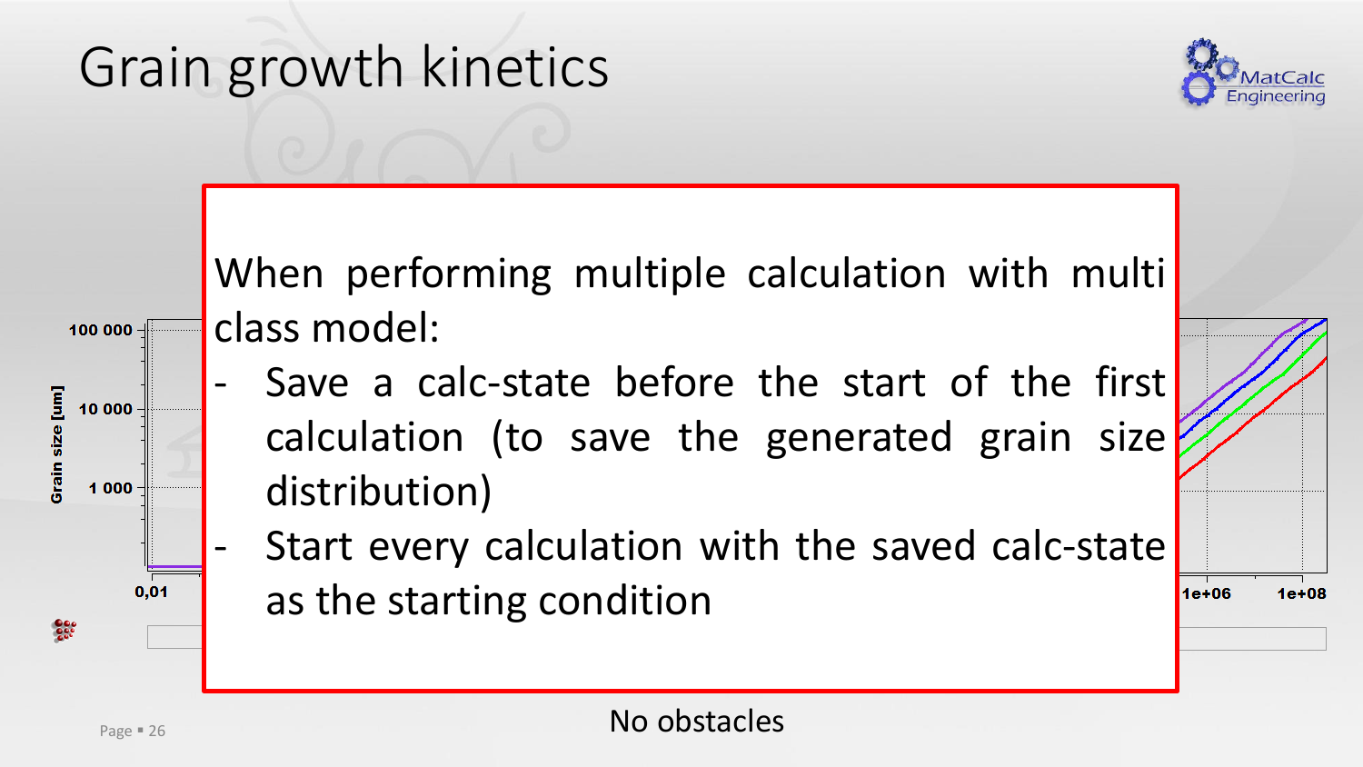# Grain growth kinetics

When performing multiple calculation with multi class model:

- Save a calc-state before the start of the first calculation (to save the generated grain size distribution)
- Start every calculation with the saved calc-state as the starting condition

No obstacles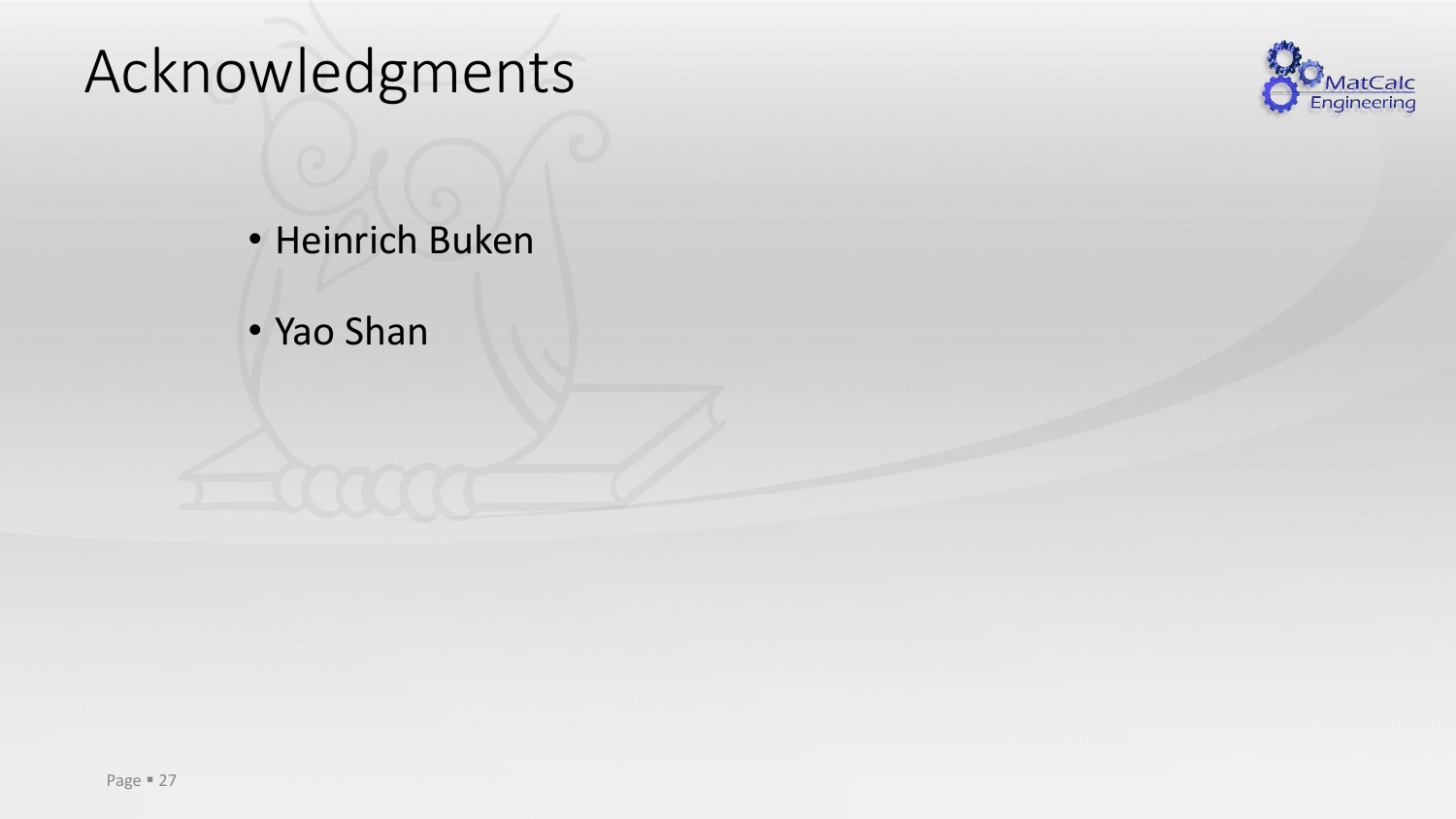# Acknowledgments

- Heinrich Buken
- Yao Shan